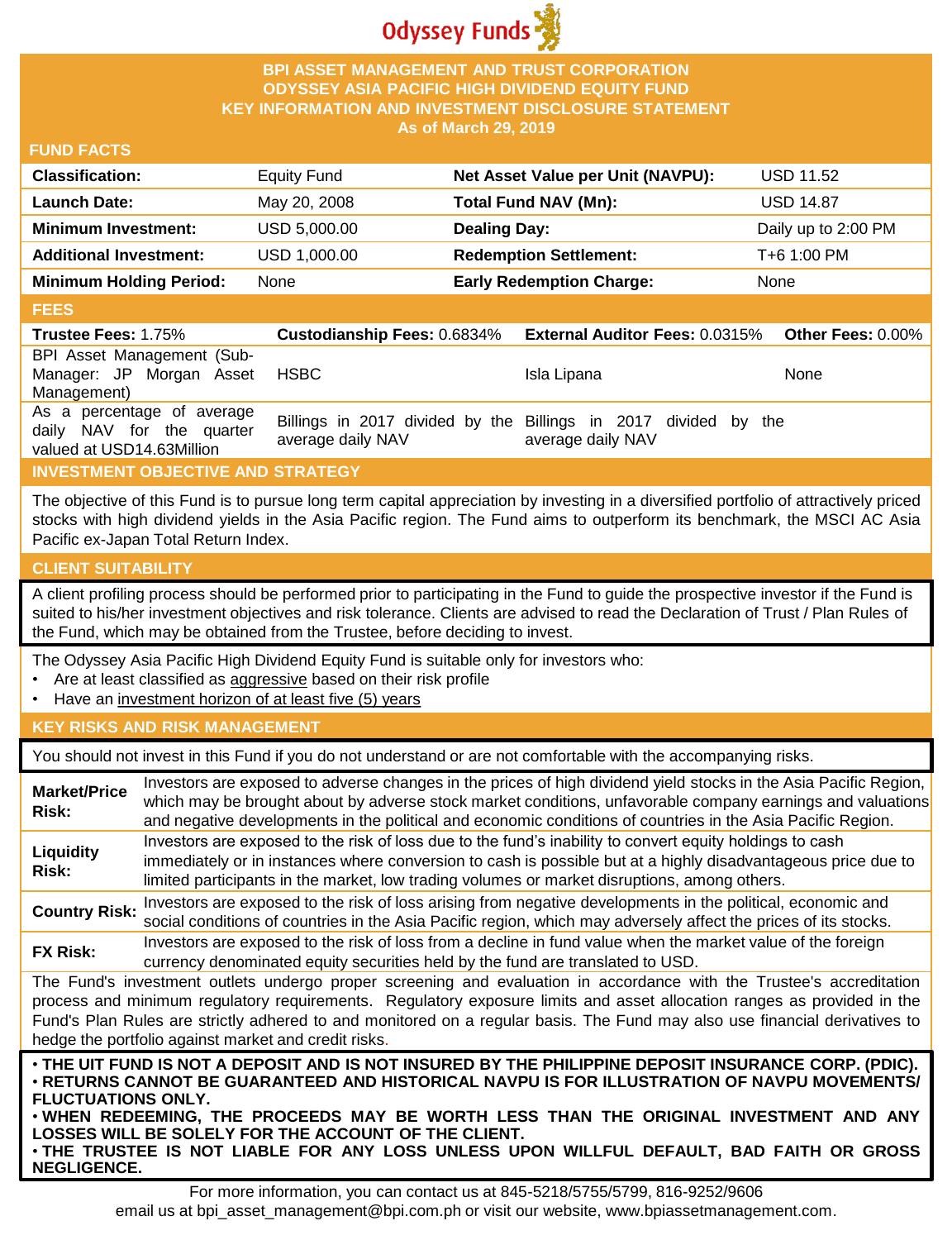# Odyssey Funds

## BPI ASSET MANAGEMENT AND TRUST CORPORATION
## ODYSSEY ASIA PACIFIC HIGH DIVIDEND EQUITY FUND
## KEY INFORMATION AND INVESTMENT DISCLOSURE STATEMENT
**As of March 29, 2019**

### FUND FACTS

| | | | |
|---|---|---|---|
| **Classification:** | Equity Fund | **Net Asset Value per Unit (NAVPU):** | USD 11.52 |
| **Launch Date:** | May 20, 2008 | **Total Fund NAV (Mn):** | USD 14.87 |
| **Minimum Investment:** | USD 5,000.00 | **Dealing Day:** | Daily up to 2:00 PM |
| **Additional Investment:** | USD 1,000.00 | **Redemption Settlement:** | T+6 1:00 PM |
| **Minimum Holding Period:** | None | **Early Redemption Charge:** | None |

### FEES

| **Trustee Fees:** 1.75% | **Custodianship Fees:** 0.6834% | **External Auditor Fees:** 0.0315% | **Other Fees:** 0.00% |
|---|---|---|---|
| BPI Asset Management (Sub-Manager: JP Morgan Asset Management) | HSBC | Isla Lipana | None |
| As a percentage of average daily NAV for the quarter valued at USD14.63Million | Billings in 2017 divided by the average daily NAV | Billings in 2017 divided by the average daily NAV | |

### INVESTMENT OBJECTIVE AND STRATEGY

The objective of this Fund is to pursue long term capital appreciation by investing in a diversified portfolio of attractively priced stocks with high dividend yields in the Asia Pacific region. The Fund aims to outperform its benchmark, the MSCI AC Asia Pacific ex-Japan Total Return Index.

### CLIENT SUITABILITY

A client profiling process should be performed prior to participating in the Fund to guide the prospective investor if the Fund is suited to his/her investment objectives and risk tolerance. Clients are advised to read the Declaration of Trust / Plan Rules of the Fund, which may be obtained from the Trustee, before deciding to invest.

The Odyssey Asia Pacific High Dividend Equity Fund is suitable only for investors who:

- Are at least classified as aggressive based on their risk profile
- Have an investment horizon of at least five (5) years

### KEY RISKS AND RISK MANAGEMENT

You should not invest in this Fund if you do not understand or are not comfortable with the accompanying risks.

| | |
|---|---|
| **Market/Price Risk:** | Investors are exposed to adverse changes in the prices of high dividend yield stocks in the Asia Pacific Region, which may be brought about by adverse stock market conditions, unfavorable company earnings and valuations and negative developments in the political and economic conditions of countries in the Asia Pacific Region. |
| **Liquidity Risk:** | Investors are exposed to the risk of loss due to the fund's inability to convert equity holdings to cash immediately or in instances where conversion to cash is possible but at a highly disadvantageous price due to limited participants in the market, low trading volumes or market disruptions, among others. |
| **Country Risk:** | Investors are exposed to the risk of loss arising from negative developments in the political, economic and social conditions of countries in the Asia Pacific region, which may adversely affect the prices of its stocks. |
| **FX Risk:** | Investors are exposed to the risk of loss from a decline in fund value when the market value of the foreign currency denominated equity securities held by the fund are translated to USD. |

The Fund's investment outlets undergo proper screening and evaluation in accordance with the Trustee's accreditation process and minimum regulatory requirements. Regulatory exposure limits and asset allocation ranges as provided in the Fund's Plan Rules are strictly adhered to and monitored on a regular basis. The Fund may also use financial derivatives to hedge the portfolio against market and credit risks.

- **THE UIT FUND IS NOT A DEPOSIT AND IS NOT INSURED BY THE PHILIPPINE DEPOSIT INSURANCE CORP. (PDIC).**
- **RETURNS CANNOT BE GUARANTEED AND HISTORICAL NAVPU IS FOR ILLUSTRATION OF NAVPU MOVEMENTS/ FLUCTUATIONS ONLY.**
- **WHEN REDEEMING, THE PROCEEDS MAY BE WORTH LESS THAN THE ORIGINAL INVESTMENT AND ANY LOSSES WILL BE SOLELY FOR THE ACCOUNT OF THE CLIENT.**
- **THE TRUSTEE IS NOT LIABLE FOR ANY LOSS UNLESS UPON WILLFUL DEFAULT, BAD FAITH OR GROSS NEGLIGENCE.**

For more information, you can contact us at 845-5218/5755/5799, 816-9252/9606
email us at bpi_asset_management@bpi.com.ph or visit our website, www.bpiassetmanagement.com.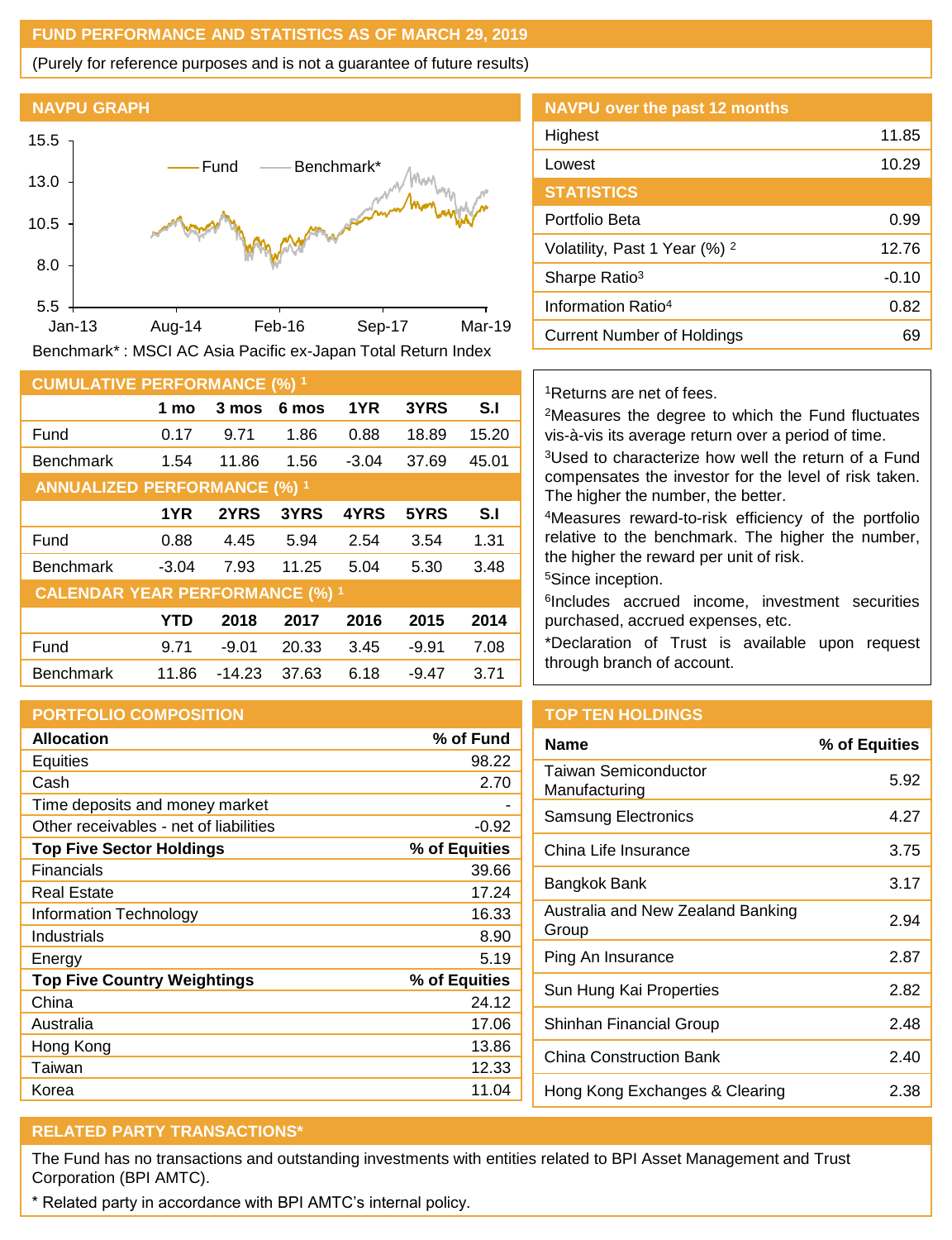## FUND PERFORMANCE AND STATISTICS AS OF MARCH 29, 2019

(Purely for reference purposes and is not a guarantee of future results)

### NAVPU GRAPH

Benchmark* : MSCI AC Asia Pacific ex-Japan Total Return Index

### NAVPU over the past 12 months

| | |
|---|---|
| Highest | 11.85 |
| Lowest | 10.29 |

### STATISTICS

| | |
|---|---|
| Portfolio Beta | 0.99 |
| Volatility, Past 1 Year (%) [2] | 12.76 |
| Sharpe Ratio[3] | -0.10 |
| Information Ratio[4] | 0.82 |
| Current Number of Holdings | 69 |

### CUMULATIVE PERFORMANCE (%) [1]

| | 1 mo | 3 mos | 6 mos | 1YR | 3YRS | S.I |
|---|---|---|---|---|---|---|
| Fund | 0.17 | 9.71 | 1.86 | 0.88 | 18.89 | 15.20 |
| Benchmark | 1.54 | 11.86 | 1.56 | -3.04 | 37.69 | 45.01 |

### ANNUALIZED PERFORMANCE (%) [1]

| | 1YR | 2YRS | 3YRS | 4YRS | 5YRS | S.I |
|---|---|---|---|---|---|---|
| Fund | 0.88 | 4.45 | 5.94 | 2.54 | 3.54 | 1.31 |
| Benchmark | -3.04 | 7.93 | 11.25 | 5.04 | 5.30 | 3.48 |

### CALENDAR YEAR PERFORMANCE (%) [1]

| | YTD | 2018 | 2017 | 2016 | 2015 | 2014 |
|---|---|---|---|---|---|---|
| Fund | 9.71 | -9.01 | 20.33 | 3.45 | -9.91 | 7.08 |
| Benchmark | 11.86 | -14.23 | 37.63 | 6.18 | -9.47 | 3.71 |

[1]Returns are net of fees.

[2]Measures the degree to which the Fund fluctuates vis-à-vis its average return over a period of time.

[3]Used to characterize how well the return of a Fund compensates the investor for the level of risk taken. The higher the number, the better.

[4]Measures reward-to-risk efficiency of the portfolio relative to the benchmark. The higher the number, the higher the reward per unit of risk.

[5]Since inception.

[6]Includes accrued income, investment securities purchased, accrued expenses, etc.

*Declaration of Trust is available upon request through branch of account.

### PORTFOLIO COMPOSITION

| **Allocation** | **% of Fund** |
|---|---|
| Equities | 98.22 |
| Cash | 2.70 |
| Time deposits and money market | - |
| Other receivables - net of liabilities | -0.92 |
| **Top Five Sector Holdings** | **% of Equities** |
| Financials | 39.66 |
| Real Estate | 17.24 |
| Information Technology | 16.33 |
| Industrials | 8.90 |
| Energy | 5.19 |
| **Top Five Country Weightings** | **% of Equities** |
| China | 24.12 |
| Australia | 17.06 |
| Hong Kong | 13.86 |
| Taiwan | 12.33 |
| Korea | 11.04 |

### TOP TEN HOLDINGS

| Name | % of Equities |
|---|---|
| Taiwan Semiconductor Manufacturing | 5.92 |
| Samsung Electronics | 4.27 |
| China Life Insurance | 3.75 |
| Bangkok Bank | 3.17 |
| Australia and New Zealand Banking Group | 2.94 |
| Ping An Insurance | 2.87 |
| Sun Hung Kai Properties | 2.82 |
| Shinhan Financial Group | 2.48 |
| China Construction Bank | 2.40 |
| Hong Kong Exchanges & Clearing | 2.38 |

### RELATED PARTY TRANSACTIONS*

The Fund has no transactions and outstanding investments with entities related to BPI Asset Management and Trust Corporation (BPI AMTC).

* Related party in accordance with BPI AMTC's internal policy.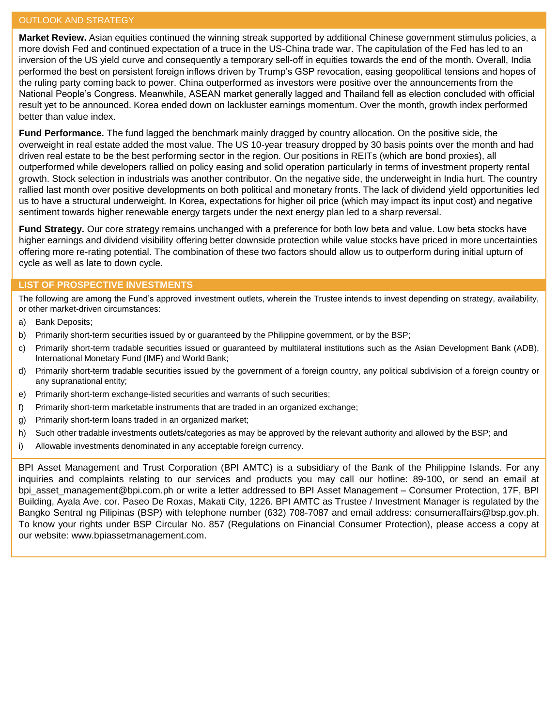## OUTLOOK AND STRATEGY

**Market Review.** Asian equities continued the winning streak supported by additional Chinese government stimulus policies, a more dovish Fed and continued expectation of a truce in the US-China trade war. The capitulation of the Fed has led to an inversion of the US yield curve and consequently a temporary sell-off in equities towards the end of the month. Overall, India performed the best on persistent foreign inflows driven by Trump's GSP revocation, easing geopolitical tensions and hopes of the ruling party coming back to power. China outperformed as investors were positive over the announcements from the National People's Congress. Meanwhile, ASEAN market generally lagged and Thailand fell as election concluded with official result yet to be announced. Korea ended down on lackluster earnings momentum. Over the month, growth index performed better than value index.

**Fund Performance.** The fund lagged the benchmark mainly dragged by country allocation. On the positive side, the overweight in real estate added the most value. The US 10-year treasury dropped by 30 basis points over the month and had driven real estate to be the best performing sector in the region. Our positions in REITs (which are bond proxies), all outperformed while developers rallied on policy easing and solid operation particularly in terms of investment property rental growth. Stock selection in industrials was another contributor. On the negative side, the underweight in India hurt. The country rallied last month over positive developments on both political and monetary fronts. The lack of dividend yield opportunities led us to have a structural underweight. In Korea, expectations for higher oil price (which may impact its input cost) and negative sentiment towards higher renewable energy targets under the next energy plan led to a sharp reversal.

**Fund Strategy.** Our core strategy remains unchanged with a preference for both low beta and value. Low beta stocks have higher earnings and dividend visibility offering better downside protection while value stocks have priced in more uncertainties offering more re-rating potential. The combination of these two factors should allow us to outperform during initial upturn of cycle as well as late to down cycle.

## LIST OF PROSPECTIVE INVESTMENTS

The following are among the Fund's approved investment outlets, wherein the Trustee intends to invest depending on strategy, availability, or other market-driven circumstances:

a) Bank Deposits;
b) Primarily short-term securities issued by or guaranteed by the Philippine government, or by the BSP;
c) Primarily short-term tradable securities issued or guaranteed by multilateral institutions such as the Asian Development Bank (ADB), International Monetary Fund (IMF) and World Bank;
d) Primarily short-term tradable securities issued by the government of a foreign country, any political subdivision of a foreign country or any supranational entity;
e) Primarily short-term exchange-listed securities and warrants of such securities;
f) Primarily short-term marketable instruments that are traded in an organized exchange;
g) Primarily short-term loans traded in an organized market;
h) Such other tradable investments outlets/categories as may be approved by the relevant authority and allowed by the BSP; and
i) Allowable investments denominated in any acceptable foreign currency.

BPI Asset Management and Trust Corporation (BPI AMTC) is a subsidiary of the Bank of the Philippine Islands. For any inquiries and complaints relating to our services and products you may call our hotline: 89-100, or send an email at bpi_asset_management@bpi.com.ph or write a letter addressed to BPI Asset Management – Consumer Protection, 17F, BPI Building, Ayala Ave. cor. Paseo De Roxas, Makati City, 1226. BPI AMTC as Trustee / Investment Manager is regulated by the Bangko Sentral ng Pilipinas (BSP) with telephone number (632) 708-7087 and email address: consumeraffairs@bsp.gov.ph. To know your rights under BSP Circular No. 857 (Regulations on Financial Consumer Protection), please access a copy at our website: www.bpiassetmanagement.com.